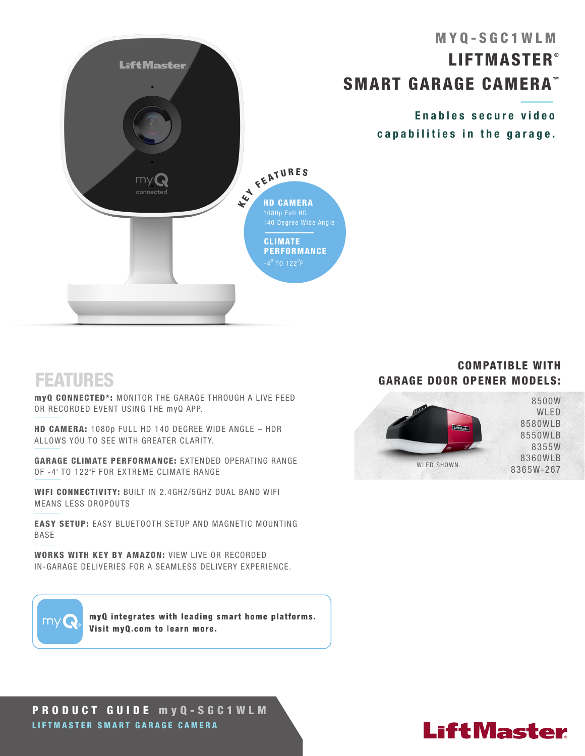# MYQ-SGC1WLM

# LIFTMASTER® SMART GARAGE CAMERA™

**Enables secure video capabilities in the garage.**

## KEY FEATURES

**HD CAMERA**
1080p Full HD
140 Degree Wide Angle

**CLIMATE PERFORMANCE**
-4° TO 122°F

## FEATURES

**myQ CONNECTED*:** MONITOR THE GARAGE THROUGH A LIVE FEED OR RECORDED EVENT USING THE myQ APP.

**HD CAMERA:** 1080p FULL HD 140 DEGREE WIDE ANGLE – HDR ALLOWS YOU TO SEE WITH GREATER CLARITY.

**GARAGE CLIMATE PERFORMANCE:** EXTENDED OPERATING RANGE OF -4° TO 122°F FOR EXTREME CLIMATE RANGE

**WIFI CONNECTIVITY:** BUILT IN 2.4GHZ/5GHZ DUAL BAND WIFI MEANS LESS DROPOUTS

**EASY SETUP:** EASY BLUETOOTH SETUP AND MAGNETIC MOUNTING BASE

**WORKS WITH KEY BY AMAZON:** VIEW LIVE OR RECORDED IN-GARAGE DELIVERIES FOR A SEAMLESS DELIVERY EXPERIENCE.

**myQ integrates with leading smart home platforms. Visit myQ.com to learn more.**

## COMPATIBLE WITH GARAGE DOOR OPENER MODELS:

- 8500W
- WLED
- 8580WLB
- 8550WLB
- 8355W
- 8360WLB
- 8365W-267

WLED SHOWN.

**PRODUCT GUIDE myQ-SGC1WLM**
LIFTMASTER SMART GARAGE CAMERA

LiftMaster®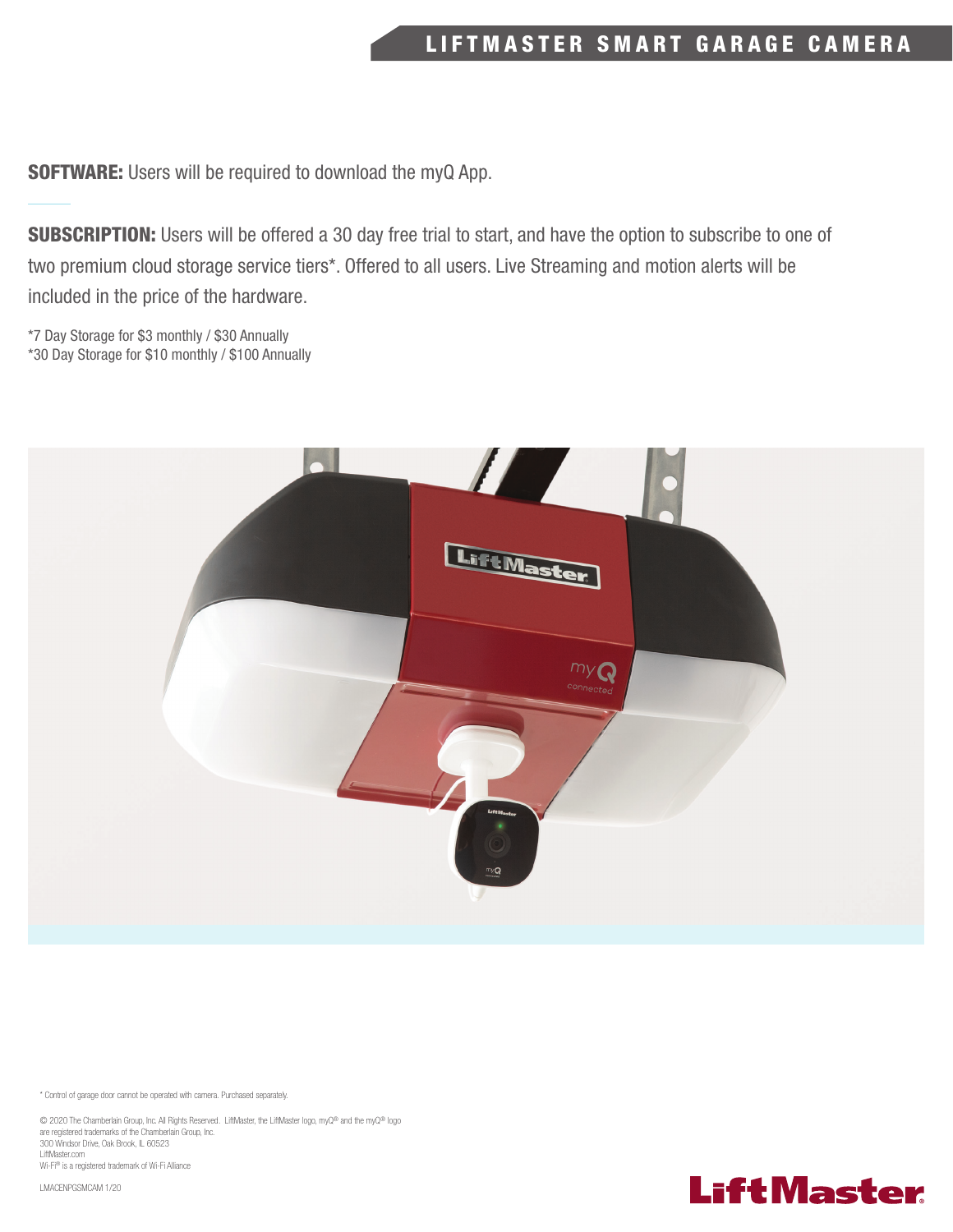**SOFTWARE:** Users will be required to download the myQ App.

**SUBSCRIPTION:** Users will be offered a 30 day free trial to start, and have the option to subscribe to one of two premium cloud storage service tiers*. Offered to all users. Live Streaming and motion alerts will be included in the price of the hardware.

*7 Day Storage for $3 monthly / $30 Annually
*30 Day Storage for $10 monthly / $100 Annually

* Control of garage door cannot be operated with camera. Purchased separately.

© 2020 The Chamberlain Group, Inc. All Rights Reserved. LiftMaster, the LiftMaster logo, myQ® and the myQ® logo are registered trademarks of the Chamberlain Group, Inc.
300 Windsor Drive, Oak Brook, IL 60523
LiftMaster.com
Wi-Fi® is a registered trademark of Wi-Fi Alliance

LMACENPGSMCAM 1/20

LiftMaster